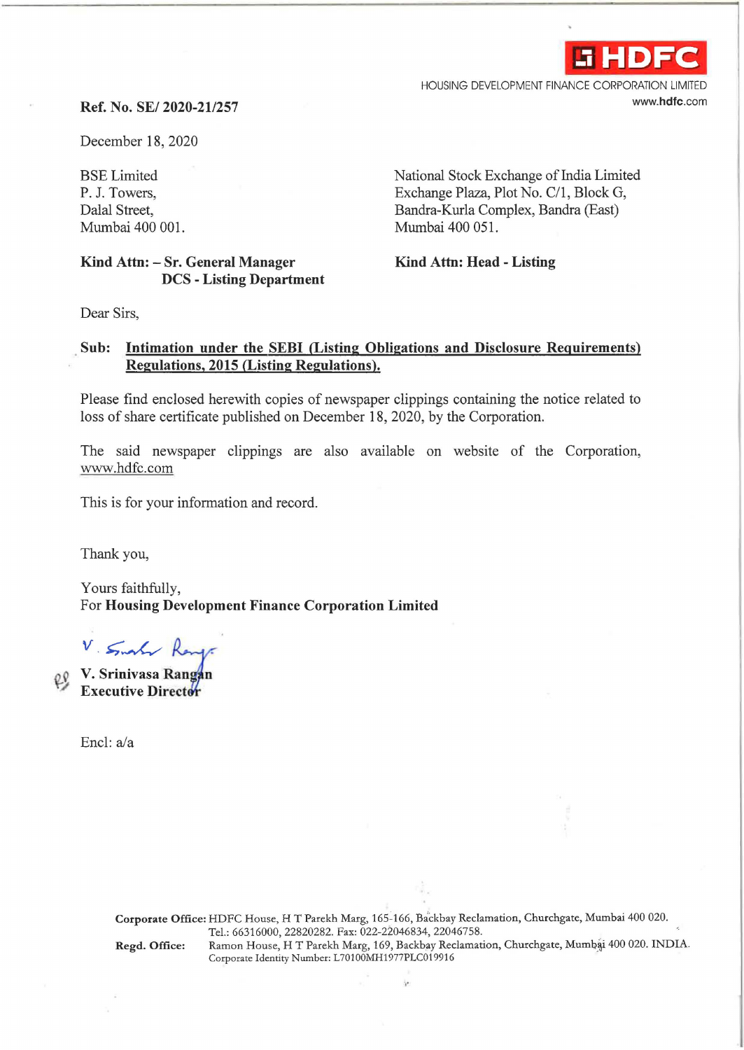HDFC

HOUSING DEVELOPMENT FINANCE CORPORATION LIMITED

www.hdfc.com

**Ref. No. SE/ 2020-21/257**

December 18, 2020

BSE Limited
P. J. Towers,
Dalal Street,
Mumbai 400 001.

**Kind Attn: – Sr. General Manager DCS - Listing Department**

National Stock Exchange of India Limited
Exchange Plaza, Plot No. C/1, Block G,
Bandra-Kurla Complex, Bandra (East)
Mumbai 400 051.

**Kind Attn: Head - Listing**

Dear Sirs,

**Sub: Intimation under the SEBI (Listing Obligations and Disclosure Requirements) Regulations, 2015 (Listing Regulations).**

Please find enclosed herewith copies of newspaper clippings containing the notice related to loss of share certificate published on December 18, 2020, by the Corporation.

The said newspaper clippings are also available on website of the Corporation, www.hdfc.com

This is for your information and record.

Thank you,

Yours faithfully,
For **Housing Development Finance Corporation Limited**

**V. Srinivasa Rangan**
**Executive Director**

Encl: a/a

**Corporate Office:** HDFC House, H T Parekh Marg, 165-166, Backbay Reclamation, Churchgate, Mumbai 400 020. Tel.: 66316000, 22820282. Fax: 022-22046834, 22046758.

**Regd. Office:** Ramon House, H T Parekh Marg, 169, Backbay Reclamation, Churchgate, Mumbai 400 020. INDIA. Corporate Identity Number: L70100MH1977PLC019916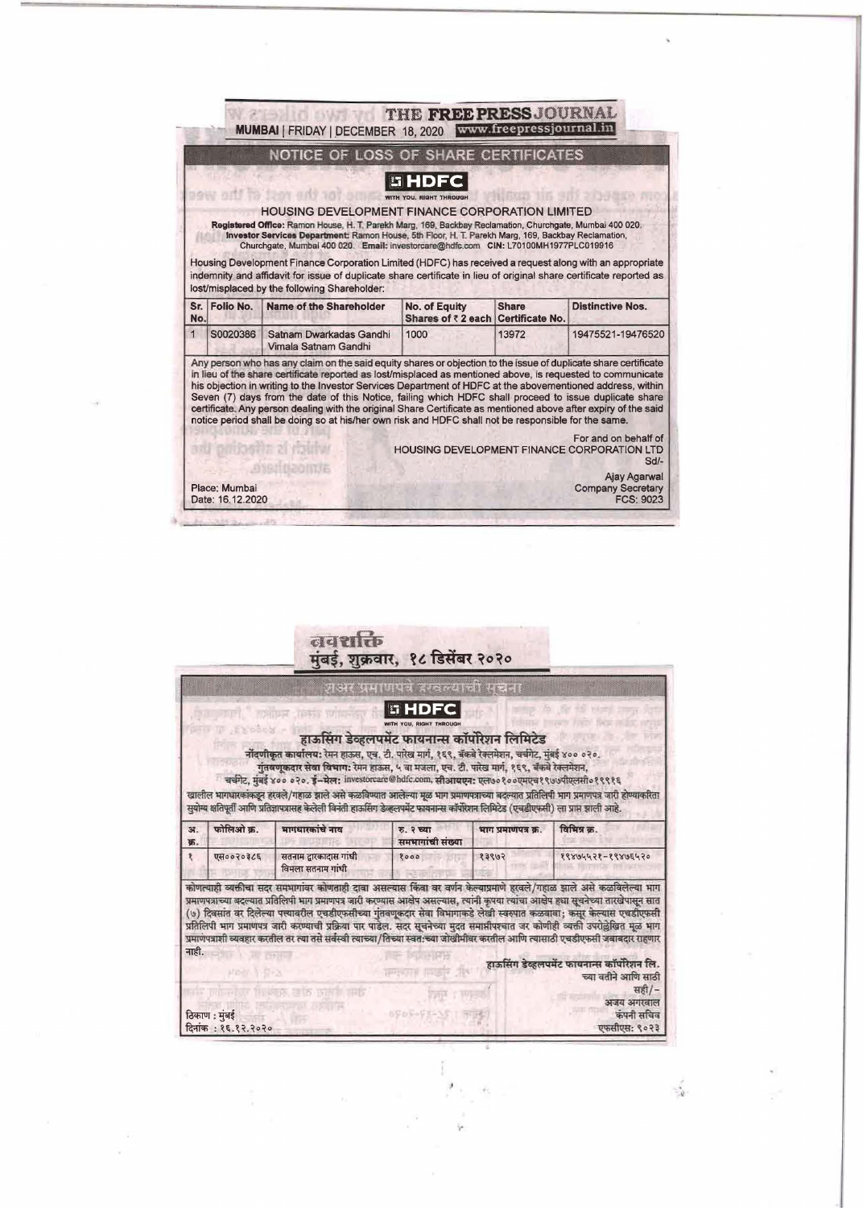**THE FREE PRESS JOURNAL**
MUMBAI | FRIDAY | DECEMBER 18, 2020 www.freepressjournal.in

## NOTICE OF LOSS OF SHARE CERTIFICATES

**HDFC**
WITH YOU, RIGHT THROUGH

### HOUSING DEVELOPMENT FINANCE CORPORATION LIMITED

**Registered Office:** Ramon House, H. T. Parekh Marg, 169, Backbay Reclamation, Churchgate, Mumbai 400 020.
**Investor Services Department:** Ramon House, 5th Floor, H. T. Parekh Marg, 169, Backbay Reclamation, Churchgate, Mumbai 400 020. **Email:** investorcare@hdfc.com **CIN:** L70100MH1977PLC019916

Housing Development Finance Corporation Limited (HDFC) has received a request along with an appropriate indemnity and affidavit for issue of duplicate share certificate in lieu of original share certificate reported as lost/misplaced by the following Shareholder:

| Sr. No. | Folio No. | Name of the Shareholder | No. of Equity Shares of ₹ 2 each | Share Certificate No. | Distinctive Nos. |
|---|---|---|---|---|---|
| 1 | S0020386 | Satnam Dwarkadas Gandhi Vimala Satnam Gandhi | 1000 | 13972 | 19475521-19476520 |

Any person who has any claim on the said equity shares or objection to the issue of duplicate share certificate in lieu of the share certificate reported as lost/misplaced as mentioned above, is requested to communicate his objection in writing to the Investor Services Department of HDFC at the abovementioned address, within Seven (7) days from the date of this Notice, failing which HDFC shall proceed to issue duplicate share certificate. Any person dealing with the original Share Certificate as mentioned above after expiry of the said notice period shall be doing so at his/her own risk and HDFC shall not be responsible for the same.

For and on behalf of
HOUSING DEVELOPMENT FINANCE CORPORATION LTD
Sd/-
Ajay Agarwal
Company Secretary
FCS: 9023

Place: Mumbai
Date: 16.12.2020

---

**नवशक्ति**
मुंबई, शुक्रवार, १८ डिसेंबर २०२०

## शेअर प्रमाणपत्रे हरवल्याची सूचना

**HDFC**
WITH YOU, RIGHT THROUGH

### हाऊसिंग डेव्हलपमेंट फायनान्स कॉर्पोरेशन लिमिटेड

**नोंदणीकृत कार्यालय:** रेमन हाऊस, एच. टी. पारेख मार्ग, १६९, बॅकबे रेक्लमेशन, चर्चगेट, मुंबई ४०० ०२०.
**गुंतवणूकदार सेवा विभाग:** रेमन हाऊस, ५ वा मजला, एच. टी. पारेख मार्ग, १६९, बॅकबे रेक्लमेशन, चर्चगेट, मुंबई ४०० ०२०. **ई-मेल:** investorcare@hdfc.com. **सीआयएन:** एल७०१००एमएच१९७७पीएलसी०१९९१६

खालील भागधारकांकडून हरवले/गहाळ झाले असे कळविण्यात आलेल्या मूळ भाग प्रमाणपत्राच्या बदल्यात प्रतिलिपी भाग प्रमाणपत्र जारी होण्याकरिता सुयोग्य क्षतिपूर्ती आणि प्रतिज्ञापत्रासह केलेली विनंती हाऊसिंग डेव्हलपमेंट फायनान्स कॉर्पोरेशन लिमिटेड (एचडीएफसी) ला प्राप्त झाली आहे.

| अ. क्र. | फोलिओ क्र. | भागधारकांचे नाव | रु. २ च्या समभागांची संख्या | भाग प्रमाणपत्र क्र. | विभिन्न क्र. |
|---|---|---|---|---|---|
| १ | एस००२०३८६ | सतनाम द्वारकादास गांधी विमला सतनाम गांधी | १००० | १३९७२ | १९४७५५२१-१९४७६५२० |

कोणत्याही व्यक्तीचा सदर समभागांवर कोणताही दावा असल्यास किंवा वर वर्णन केल्याप्रमाणे हरवले/गहाळ झाले असे कळविलेल्या भाग प्रमाणपत्राच्या बदल्यात प्रतिलिपी भाग प्रमाणपत्र जारी करण्यास आक्षेप असल्यास, त्यांनी कृपया त्यांचा आक्षेप ह्या सूचनेच्या तारखेपासून सात (७) दिवसांत वर दिलेल्या पत्त्यावरील एचडीएफसीच्या गुंतवणूकदार सेवा विभागाकडे लेखी स्वरुपात कळवावा; कसूर केल्यास एचडीएफसी प्रतिलिपी भाग प्रमाणपत्र जारी करण्याची प्रक्रिया पार पाडेल. सदर सूचनेच्या मुदत समाप्तीपश्चात जर कोणीही व्यक्ती उपरोल्लेखित मूळ भाग प्रमाणपत्राशी व्यवहार करतील तर त्या तसे सर्वस्वी त्याच्या/तिच्या स्वतःच्या जोखीमीवर करतील आणि त्यासाठी एचडीएफसी जबाबदार राहणार नाही.

हाऊसिंग डेव्हलपमेंट फायनान्स कॉर्पोरेशन लि.
च्या वतीने आणि साठी
सही/-
अजय अगरवाल
कंपनी सचिव
एफसीएस: ९०२३

ठिकाण : मुंबई
दिनांक : १६.१२.२०२०